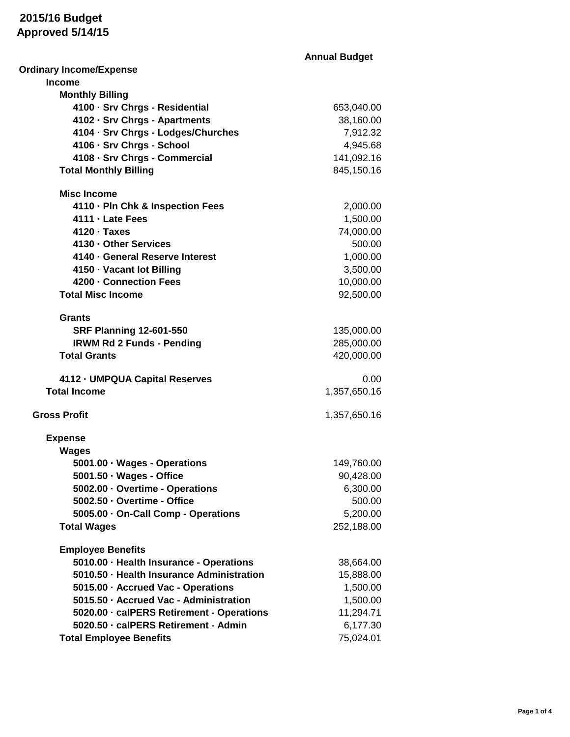# 2015/16 Budget
## Approved 5/14/15

| | Annual Budget |
|---|---|
| **Ordinary Income/Expense** | |
| **Income** | |
| **Monthly Billing** | |
| **4100 · Srv Chrgs - Residential** | 653,040.00 |
| **4102 · Srv Chrgs - Apartments** | 38,160.00 |
| **4104 · Srv Chrgs - Lodges/Churches** | 7,912.32 |
| **4106 · Srv Chrgs - School** | 4,945.68 |
| **4108 · Srv Chrgs - Commercial** | 141,092.16 |
| **Total Monthly Billing** | 845,150.16 |
| **Misc Income** | |
| **4110 · Pln Chk & Inspection Fees** | 2,000.00 |
| **4111 · Late Fees** | 1,500.00 |
| **4120 · Taxes** | 74,000.00 |
| **4130 · Other Services** | 500.00 |
| **4140 · General Reserve Interest** | 1,000.00 |
| **4150 · Vacant lot Billing** | 3,500.00 |
| **4200 · Connection Fees** | 10,000.00 |
| **Total Misc Income** | 92,500.00 |
| **Grants** | |
| **SRF Planning 12-601-550** | 135,000.00 |
| **IRWM Rd 2 Funds - Pending** | 285,000.00 |
| **Total Grants** | 420,000.00 |
| **4112 · UMPQUA Capital Reserves** | 0.00 |
| **Total Income** | 1,357,650.16 |
| **Gross Profit** | 1,357,650.16 |
| **Expense** | |
| **Wages** | |
| **5001.00 · Wages - Operations** | 149,760.00 |
| **5001.50 · Wages - Office** | 90,428.00 |
| **5002.00 · Overtime - Operations** | 6,300.00 |
| **5002.50 · Overtime - Office** | 500.00 |
| **5005.00 · On-Call Comp - Operations** | 5,200.00 |
| **Total Wages** | 252,188.00 |
| **Employee Benefits** | |
| **5010.00 · Health Insurance - Operations** | 38,664.00 |
| **5010.50 · Health Insurance Administration** | 15,888.00 |
| **5015.00 · Accrued Vac - Operations** | 1,500.00 |
| **5015.50 · Accrued Vac - Administration** | 1,500.00 |
| **5020.00 · calPERS Retirement - Operations** | 11,294.71 |
| **5020.50 · calPERS Retirement - Admin** | 6,177.30 |
| **Total Employee Benefits** | 75,024.01 |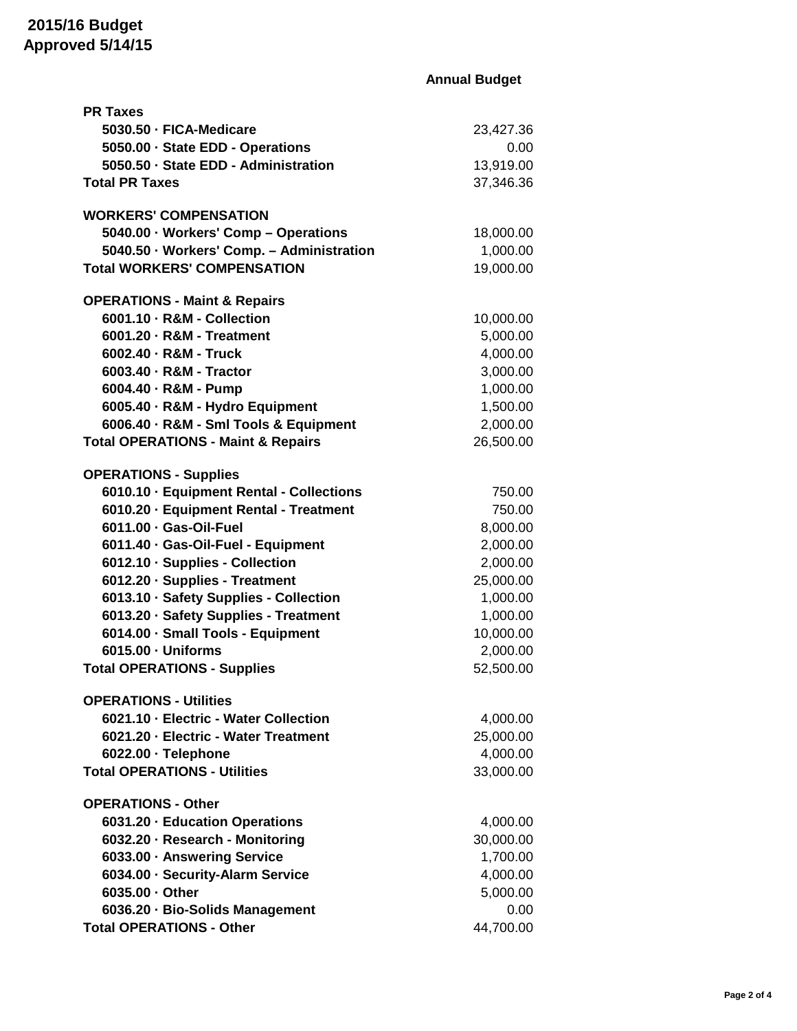**2015/16 Budget**
**Approved 5/14/15**

| | Annual Budget |
|---|---|
| **PR Taxes** | |
| **5030.50 · FICA-Medicare** | 23,427.36 |
| **5050.00 · State EDD - Operations** | 0.00 |
| **5050.50 · State EDD - Administration** | 13,919.00 |
| **Total PR Taxes** | 37,346.36 |
| | |
| **WORKERS' COMPENSATION** | |
| **5040.00 · Workers' Comp – Operations** | 18,000.00 |
| **5040.50 · Workers' Comp. – Administration** | 1,000.00 |
| **Total WORKERS' COMPENSATION** | 19,000.00 |
| | |
| **OPERATIONS - Maint & Repairs** | |
| **6001.10 · R&M - Collection** | 10,000.00 |
| **6001.20 · R&M - Treatment** | 5,000.00 |
| **6002.40 · R&M - Truck** | 4,000.00 |
| **6003.40 · R&M - Tractor** | 3,000.00 |
| **6004.40 · R&M - Pump** | 1,000.00 |
| **6005.40 · R&M - Hydro Equipment** | 1,500.00 |
| **6006.40 · R&M - Sml Tools & Equipment** | 2,000.00 |
| **Total OPERATIONS - Maint & Repairs** | 26,500.00 |
| | |
| **OPERATIONS - Supplies** | |
| **6010.10 · Equipment Rental - Collections** | 750.00 |
| **6010.20 · Equipment Rental - Treatment** | 750.00 |
| **6011.00 · Gas-Oil-Fuel** | 8,000.00 |
| **6011.40 · Gas-Oil-Fuel - Equipment** | 2,000.00 |
| **6012.10 · Supplies - Collection** | 2,000.00 |
| **6012.20 · Supplies - Treatment** | 25,000.00 |
| **6013.10 · Safety Supplies - Collection** | 1,000.00 |
| **6013.20 · Safety Supplies - Treatment** | 1,000.00 |
| **6014.00 · Small Tools - Equipment** | 10,000.00 |
| **6015.00 · Uniforms** | 2,000.00 |
| **Total OPERATIONS - Supplies** | 52,500.00 |
| | |
| **OPERATIONS - Utilities** | |
| **6021.10 · Electric - Water Collection** | 4,000.00 |
| **6021.20 · Electric - Water Treatment** | 25,000.00 |
| **6022.00 · Telephone** | 4,000.00 |
| **Total OPERATIONS - Utilities** | 33,000.00 |
| | |
| **OPERATIONS - Other** | |
| **6031.20 · Education Operations** | 4,000.00 |
| **6032.20 · Research - Monitoring** | 30,000.00 |
| **6033.00 · Answering Service** | 1,700.00 |
| **6034.00 · Security-Alarm Service** | 4,000.00 |
| **6035.00 · Other** | 5,000.00 |
| **6036.20 · Bio-Solids Management** | 0.00 |
| **Total OPERATIONS - Other** | 44,700.00 |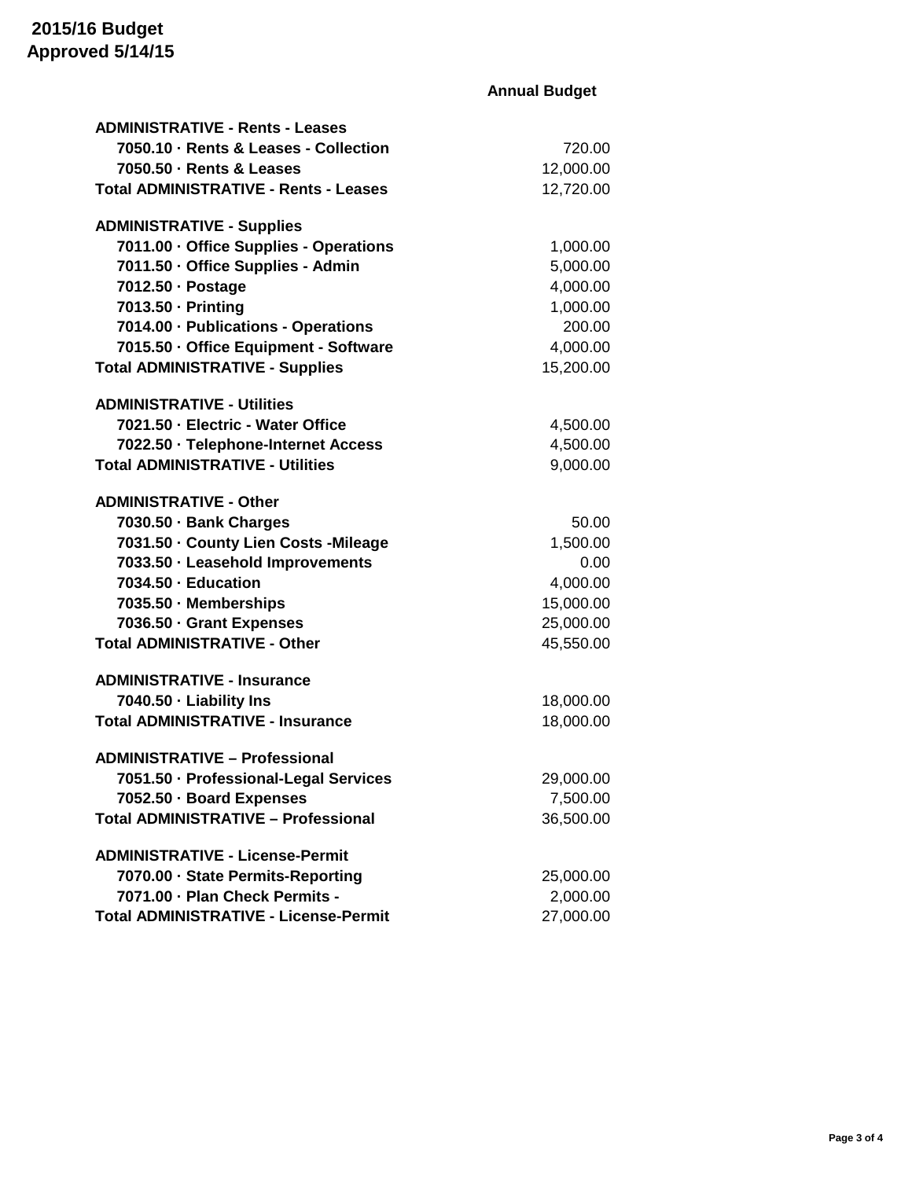**2015/16 Budget**
**Approved 5/14/15**

| | Annual Budget |
|---|---|
| **ADMINISTRATIVE - Rents - Leases** | |
| 7050.10 · Rents & Leases - Collection | 720.00 |
| 7050.50 · Rents & Leases | 12,000.00 |
| **Total ADMINISTRATIVE - Rents - Leases** | 12,720.00 |
| | |
| **ADMINISTRATIVE - Supplies** | |
| 7011.00 · Office Supplies - Operations | 1,000.00 |
| 7011.50 · Office Supplies - Admin | 5,000.00 |
| 7012.50 · Postage | 4,000.00 |
| 7013.50 · Printing | 1,000.00 |
| 7014.00 · Publications - Operations | 200.00 |
| 7015.50 · Office Equipment - Software | 4,000.00 |
| **Total ADMINISTRATIVE - Supplies** | 15,200.00 |
| | |
| **ADMINISTRATIVE - Utilities** | |
| 7021.50 · Electric - Water Office | 4,500.00 |
| 7022.50 · Telephone-Internet Access | 4,500.00 |
| **Total ADMINISTRATIVE - Utilities** | 9,000.00 |
| | |
| **ADMINISTRATIVE - Other** | |
| 7030.50 · Bank Charges | 50.00 |
| 7031.50 · County Lien Costs -Mileage | 1,500.00 |
| 7033.50 · Leasehold Improvements | 0.00 |
| 7034.50 · Education | 4,000.00 |
| 7035.50 · Memberships | 15,000.00 |
| 7036.50 · Grant Expenses | 25,000.00 |
| **Total ADMINISTRATIVE - Other** | 45,550.00 |
| | |
| **ADMINISTRATIVE - Insurance** | |
| 7040.50 · Liability Ins | 18,000.00 |
| **Total ADMINISTRATIVE - Insurance** | 18,000.00 |
| | |
| **ADMINISTRATIVE – Professional** | |
| 7051.50 · Professional-Legal Services | 29,000.00 |
| 7052.50 · Board Expenses | 7,500.00 |
| **Total ADMINISTRATIVE – Professional** | 36,500.00 |
| | |
| **ADMINISTRATIVE - License-Permit** | |
| 7070.00 · State Permits-Reporting | 25,000.00 |
| 7071.00 · Plan Check Permits - | 2,000.00 |
| **Total ADMINISTRATIVE - License-Permit** | 27,000.00 |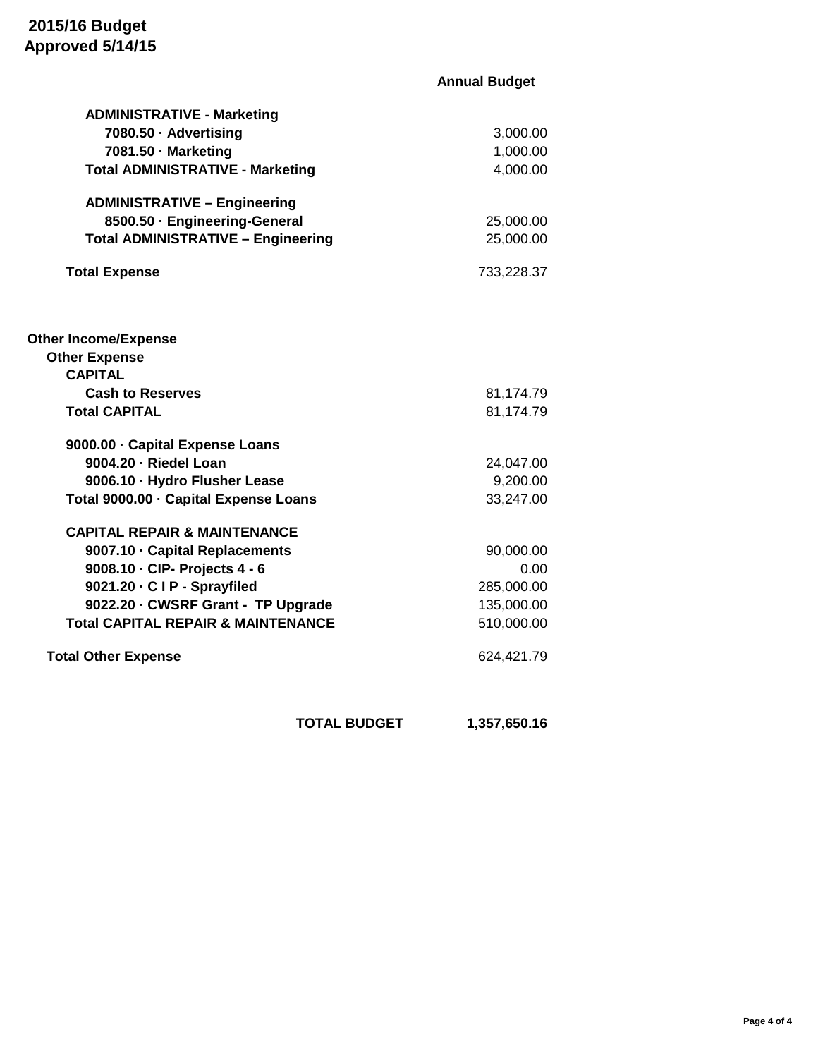**2015/16 Budget**
**Approved 5/14/15**

| | Annual Budget |
|---|---|
| **ADMINISTRATIVE - Marketing** | |
| **7080.50 · Advertising** | 3,000.00 |
| **7081.50 · Marketing** | 1,000.00 |
| **Total ADMINISTRATIVE - Marketing** | 4,000.00 |
| **ADMINISTRATIVE – Engineering** | |
| **8500.50 · Engineering-General** | 25,000.00 |
| **Total ADMINISTRATIVE – Engineering** | 25,000.00 |
| **Total Expense** | 733,228.37 |
| **Other Income/Expense** | |
| **Other Expense** | |
| **CAPITAL** | |
| **Cash to Reserves** | 81,174.79 |
| **Total CAPITAL** | 81,174.79 |
| **9000.00 · Capital Expense Loans** | |
| **9004.20 · Riedel Loan** | 24,047.00 |
| **9006.10 · Hydro Flusher Lease** | 9,200.00 |
| **Total 9000.00 · Capital Expense Loans** | 33,247.00 |
| **CAPITAL REPAIR & MAINTENANCE** | |
| **9007.10 · Capital Replacements** | 90,000.00 |
| **9008.10 · CIP- Projects 4 - 6** | 0.00 |
| **9021.20 · C I P - Sprayfiled** | 285,000.00 |
| **9022.20 · CWSRF Grant - TP Upgrade** | 135,000.00 |
| **Total CAPITAL REPAIR & MAINTENANCE** | 510,000.00 |
| **Total Other Expense** | 624,421.79 |
| **TOTAL BUDGET** | **1,357,650.16** |